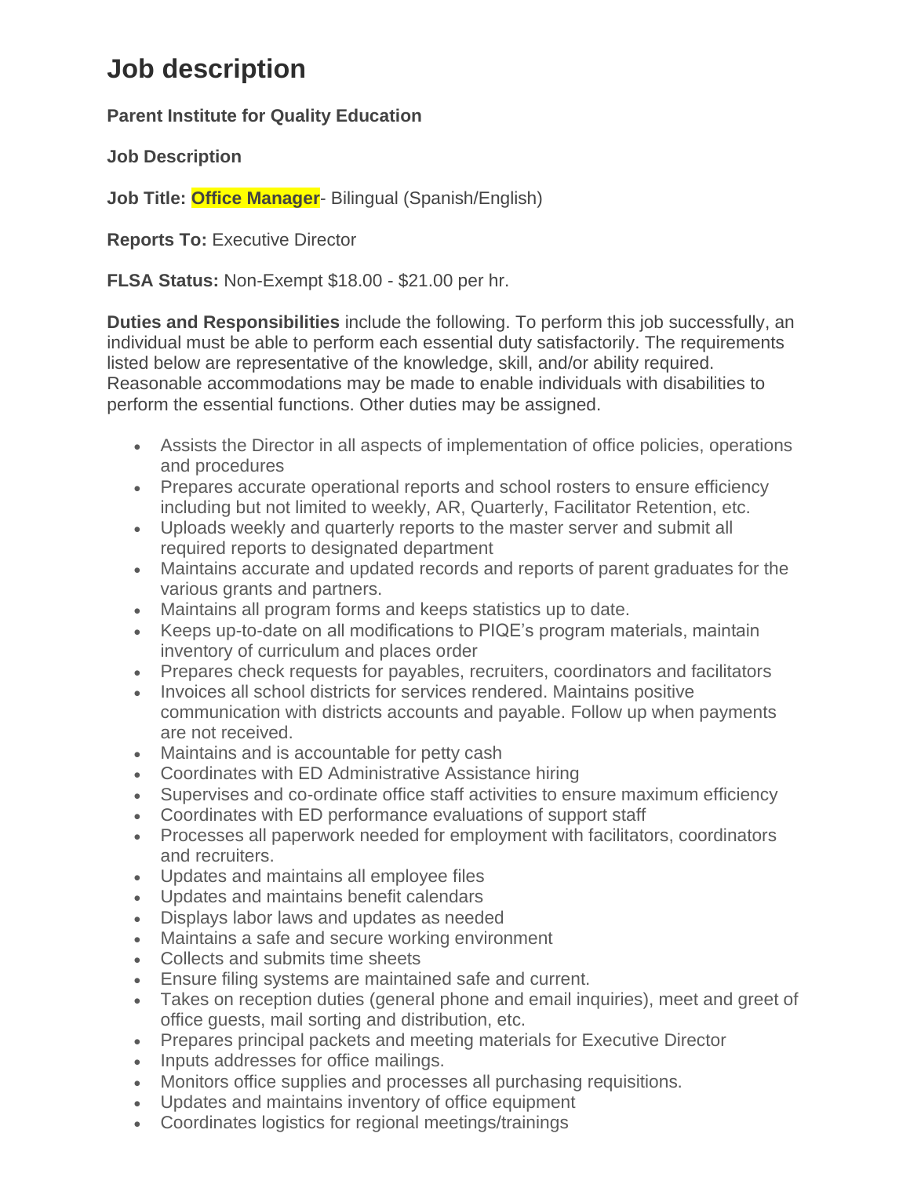# Job description

**Parent Institute for Quality Education**

**Job Description**

**Job Title: Office Manager**- Bilingual (Spanish/English)

**Reports To:** Executive Director

**FLSA Status:** Non-Exempt $18.00 - $21.00 per hr.

**Duties and Responsibilities** include the following. To perform this job successfully, an individual must be able to perform each essential duty satisfactorily. The requirements listed below are representative of the knowledge, skill, and/or ability required. Reasonable accommodations may be made to enable individuals with disabilities to perform the essential functions. Other duties may be assigned.

- Assists the Director in all aspects of implementation of office policies, operations and procedures
- Prepares accurate operational reports and school rosters to ensure efficiency including but not limited to weekly, AR, Quarterly, Facilitator Retention, etc.
- Uploads weekly and quarterly reports to the master server and submit all required reports to designated department
- Maintains accurate and updated records and reports of parent graduates for the various grants and partners.
- Maintains all program forms and keeps statistics up to date.
- Keeps up-to-date on all modifications to PIQE's program materials, maintain inventory of curriculum and places order
- Prepares check requests for payables, recruiters, coordinators and facilitators
- Invoices all school districts for services rendered. Maintains positive communication with districts accounts and payable. Follow up when payments are not received.
- Maintains and is accountable for petty cash
- Coordinates with ED Administrative Assistance hiring
- Supervises and co-ordinate office staff activities to ensure maximum efficiency
- Coordinates with ED performance evaluations of support staff
- Processes all paperwork needed for employment with facilitators, coordinators and recruiters.
- Updates and maintains all employee files
- Updates and maintains benefit calendars
- Displays labor laws and updates as needed
- Maintains a safe and secure working environment
- Collects and submits time sheets
- Ensure filing systems are maintained safe and current.
- Takes on reception duties (general phone and email inquiries), meet and greet of office guests, mail sorting and distribution, etc.
- Prepares principal packets and meeting materials for Executive Director
- Inputs addresses for office mailings.
- Monitors office supplies and processes all purchasing requisitions.
- Updates and maintains inventory of office equipment
- Coordinates logistics for regional meetings/trainings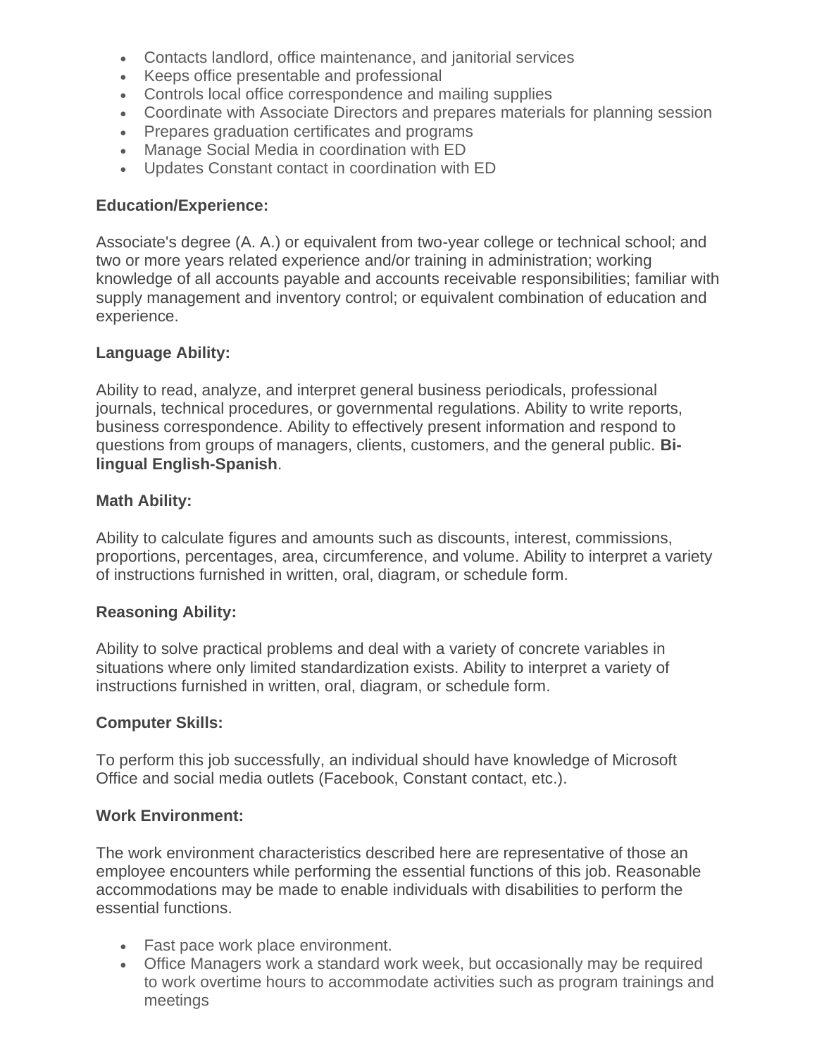- Contacts landlord, office maintenance, and janitorial services
- Keeps office presentable and professional
- Controls local office correspondence and mailing supplies
- Coordinate with Associate Directors and prepares materials for planning session
- Prepares graduation certificates and programs
- Manage Social Media in coordination with ED
- Updates Constant contact in coordination with ED

**Education/Experience:**

Associate's degree (A. A.) or equivalent from two-year college or technical school; and two or more years related experience and/or training in administration; working knowledge of all accounts payable and accounts receivable responsibilities; familiar with supply management and inventory control; or equivalent combination of education and experience.

**Language Ability:**

Ability to read, analyze, and interpret general business periodicals, professional journals, technical procedures, or governmental regulations. Ability to write reports, business correspondence. Ability to effectively present information and respond to questions from groups of managers, clients, customers, and the general public. **Bi-lingual English-Spanish**.

**Math Ability:**

Ability to calculate figures and amounts such as discounts, interest, commissions, proportions, percentages, area, circumference, and volume. Ability to interpret a variety of instructions furnished in written, oral, diagram, or schedule form.

**Reasoning Ability:**

Ability to solve practical problems and deal with a variety of concrete variables in situations where only limited standardization exists. Ability to interpret a variety of instructions furnished in written, oral, diagram, or schedule form.

**Computer Skills:**

To perform this job successfully, an individual should have knowledge of Microsoft Office and social media outlets (Facebook, Constant contact, etc.).

**Work Environment:**

The work environment characteristics described here are representative of those an employee encounters while performing the essential functions of this job. Reasonable accommodations may be made to enable individuals with disabilities to perform the essential functions.

- Fast pace work place environment.
- Office Managers work a standard work week, but occasionally may be required to work overtime hours to accommodate activities such as program trainings and meetings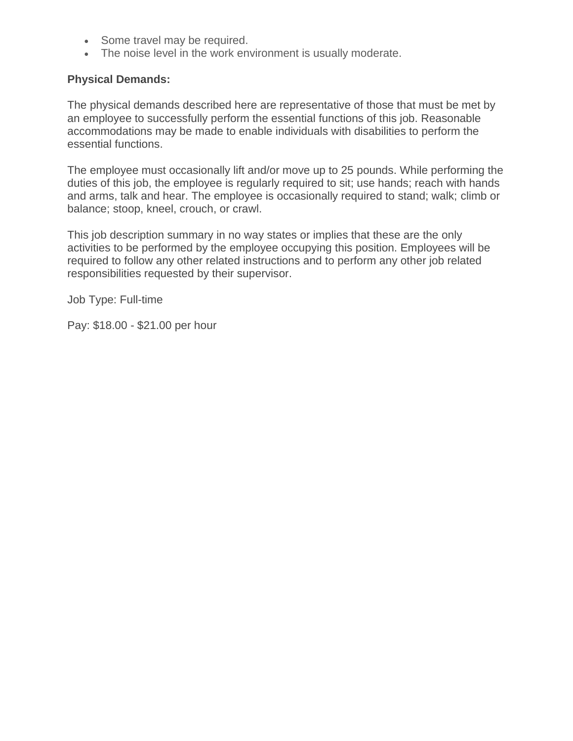- Some travel may be required.
- The noise level in the work environment is usually moderate.

**Physical Demands:**

The physical demands described here are representative of those that must be met by an employee to successfully perform the essential functions of this job. Reasonable accommodations may be made to enable individuals with disabilities to perform the essential functions.

The employee must occasionally lift and/or move up to 25 pounds. While performing the duties of this job, the employee is regularly required to sit; use hands; reach with hands and arms, talk and hear. The employee is occasionally required to stand; walk; climb or balance; stoop, kneel, crouch, or crawl.

This job description summary in no way states or implies that these are the only activities to be performed by the employee occupying this position. Employees will be required to follow any other related instructions and to perform any other job related responsibilities requested by their supervisor.

Job Type: Full-time

Pay: $18.00 - $21.00 per hour